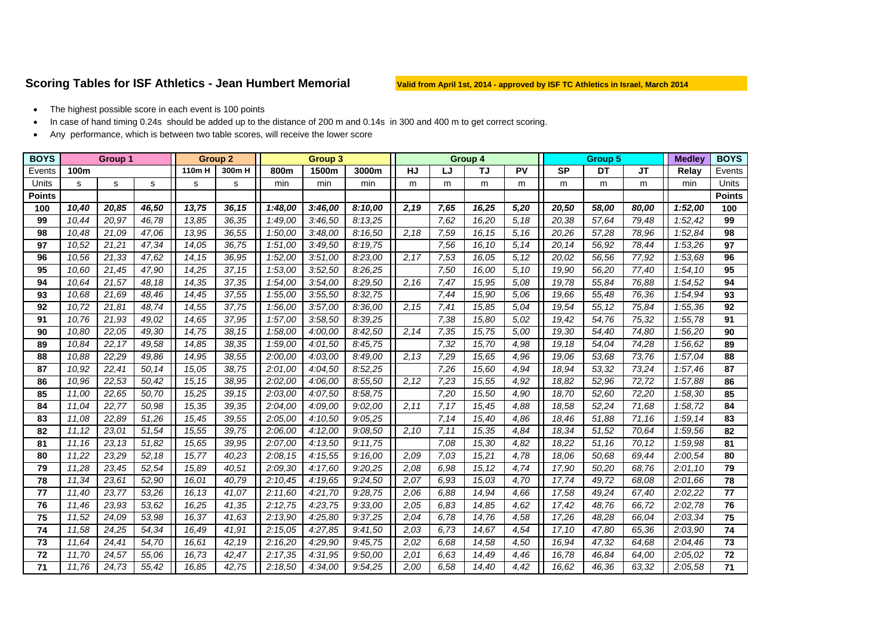## Scoring Tables for ISF Athletics - Jean Humbert Memorial

**Valid from April 1st, 2014 - approved by ISF TC Athletics in Israel, March 2014**

- The highest possible score in each event is 100 points
- In case of hand timing 0.24s should be added up to the distance of 200 m and 0.14s in 300 and 400 m to get correct scoring.
- Any performance, which is between two table scores, will receive the lower score

| BOYS | Group 1 | | | Group 2 | | Group 3 | | | Group 4 | | | | Group 5 | | | Medley | BOYS |
|---|---|---|---|---|---|---|---|---|---|---|---|---|---|---|---|---|---|
| Events | 100m | | | 110m H | 300m H | 800m | 1500m | 3000m | HJ | LJ | TJ | PV | SP | DT | JT | Relay | Events |
| Units | s | s | s | s | s | min | min | min | m | m | m | m | m | m | m | min | Units |
| Points | | | | | | | | | | | | | | | | | Points |
| **100** | ***10,40*** | ***20,85*** | ***46,50*** | ***13,75*** | ***36,15*** | ***1:48,00*** | ***3:46,00*** | ***8:10,00*** | ***2,19*** | ***7,65*** | ***16,25*** | ***5,20*** | ***20,50*** | ***58,00*** | ***80,00*** | ***1:52,00*** | **100** |
| **99** | *10,44* | *20,97* | *46,78* | *13,85* | *36,35* | *1:49,00* | *3:46,50* | *8:13,25* | | *7,62* | *16,20* | *5,18* | *20,38* | *57,64* | *79,48* | *1:52,42* | **99** |
| **98** | *10,48* | *21,09* | *47,06* | *13,95* | *36,55* | *1:50,00* | *3:48,00* | *8:16,50* | *2,18* | *7,59* | *16,15* | *5,16* | *20,26* | *57,28* | *78,96* | *1:52,84* | **98** |
| **97** | *10,52* | *21,21* | *47,34* | *14,05* | *36,75* | *1:51,00* | *3:49,50* | *8:19,75* | | *7,56* | *16,10* | *5,14* | *20,14* | *56,92* | *78,44* | *1:53,26* | **97** |
| **96** | *10,56* | *21,33* | *47,62* | *14,15* | *36,95* | *1:52,00* | *3:51,00* | *8:23,00* | *2,17* | *7,53* | *16,05* | *5,12* | *20,02* | *56,56* | *77,92* | *1:53,68* | **96** |
| **95** | *10,60* | *21,45* | *47,90* | *14,25* | *37,15* | *1:53,00* | *3:52,50* | *8:26,25* | | *7,50* | *16,00* | *5,10* | *19,90* | *56,20* | *77,40* | *1:54,10* | **95** |
| **94** | *10,64* | *21,57* | *48,18* | *14,35* | *37,35* | *1:54,00* | *3:54,00* | *8:29,50* | *2,16* | *7,47* | *15,95* | *5,08* | *19,78* | *55,84* | *76,88* | *1:54,52* | **94** |
| **93** | *10,68* | *21,69* | *48,46* | *14,45* | *37,55* | *1:55,00* | *3:55,50* | *8:32,75* | | *7,44* | *15,90* | *5,06* | *19,66* | *55,48* | *76,36* | *1:54,94* | **93** |
| **92** | *10,72* | *21,81* | *48,74* | *14,55* | *37,75* | *1:56,00* | *3:57,00* | *8:36,00* | *2,15* | *7,41* | *15,85* | *5,04* | *19,54* | *55,12* | *75,84* | *1:55,36* | **92** |
| **91** | *10,76* | *21,93* | *49,02* | *14,65* | *37,95* | *1:57,00* | *3:58,50* | *8:39,25* | | *7,38* | *15,80* | *5,02* | *19,42* | *54,76* | *75,32* | *1:55,78* | **91** |
| **90** | *10,80* | *22,05* | *49,30* | *14,75* | *38,15* | *1:58,00* | *4:00,00* | *8:42,50* | *2,14* | *7,35* | *15,75* | *5,00* | *19,30* | *54,40* | *74,80* | *1:56,20* | **90** |
| **89** | *10,84* | *22,17* | *49,58* | *14,85* | *38,35* | *1:59,00* | *4:01,50* | *8:45,75* | | *7,32* | *15,70* | *4,98* | *19,18* | *54,04* | *74,28* | *1:56,62* | **89** |
| **88** | *10,88* | *22,29* | *49,86* | *14,95* | *38,55* | *2:00,00* | *4:03,00* | *8:49,00* | *2,13* | *7,29* | *15,65* | *4,96* | *19,06* | *53,68* | *73,76* | *1:57,04* | **88** |
| **87** | *10,92* | *22,41* | *50,14* | *15,05* | *38,75* | *2:01,00* | *4:04,50* | *8:52,25* | | *7,26* | *15,60* | *4,94* | *18,94* | *53,32* | *73,24* | *1:57,46* | **87** |
| **86** | *10,96* | *22,53* | *50,42* | *15,15* | *38,95* | *2:02,00* | *4:06,00* | *8:55,50* | *2,12* | *7,23* | *15,55* | *4,92* | *18,82* | *52,96* | *72,72* | *1:57,88* | **86** |
| **85** | *11,00* | *22,65* | *50,70* | *15,25* | *39,15* | *2:03,00* | *4:07,50* | *8:58,75* | | *7,20* | *15,50* | *4,90* | *18,70* | *52,60* | *72,20* | *1:58,30* | **85** |
| **84** | *11,04* | *22,77* | *50,98* | *15,35* | *39,35* | *2:04,00* | *4:09,00* | *9:02,00* | *2,11* | *7,17* | *15,45* | *4,88* | *18,58* | *52,24* | *71,68* | *1:58,72* | **84** |
| **83** | *11,08* | *22,89* | *51,26* | *15,45* | *39,55* | *2:05,00* | *4:10,50* | *9:05,25* | | *7,14* | *15,40* | *4,86* | *18,46* | *51,88* | *71,16* | *1:59,14* | **83** |
| **82** | *11,12* | *23,01* | *51,54* | *15,55* | *39,75* | *2:06,00* | *4:12,00* | *9:08,50* | *2,10* | *7,11* | *15,35* | *4,84* | *18,34* | *51,52* | *70,64* | *1:59,56* | **82** |
| **81** | *11,16* | *23,13* | *51,82* | *15,65* | *39,95* | *2:07,00* | *4:13,50* | *9:11,75* | | *7,08* | *15,30* | *4,82* | *18,22* | *51,16* | *70,12* | *1:59,98* | **81** |
| **80** | *11,22* | *23,29* | *52,18* | *15,77* | *40,23* | *2:08,15* | *4:15,55* | *9:16,00* | *2,09* | *7,03* | *15,21* | *4,78* | *18,06* | *50,68* | *69,44* | *2:00,54* | **80** |
| **79** | *11,28* | *23,45* | *52,54* | *15,89* | *40,51* | *2:09,30* | *4:17,60* | *9:20,25* | *2,08* | *6,98* | *15,12* | *4,74* | *17,90* | *50,20* | *68,76* | *2:01,10* | **79** |
| **78** | *11,34* | *23,61* | *52,90* | *16,01* | *40,79* | *2:10,45* | *4:19,65* | *9:24,50* | *2,07* | *6,93* | *15,03* | *4,70* | *17,74* | *49,72* | *68,08* | *2:01,66* | **78** |
| **77** | *11,40* | *23,77* | *53,26* | *16,13* | *41,07* | *2:11,60* | *4:21,70* | *9:28,75* | *2,06* | *6,88* | *14,94* | *4,66* | *17,58* | *49,24* | *67,40* | *2:02,22* | **77** |
| **76** | *11,46* | *23,93* | *53,62* | *16,25* | *41,35* | *2:12,75* | *4:23,75* | *9:33,00* | *2,05* | *6,83* | *14,85* | *4,62* | *17,42* | *48,76* | *66,72* | *2:02,78* | **76** |
| **75** | *11,52* | *24,09* | *53,98* | *16,37* | *41,63* | *2:13,90* | *4:25,80* | *9:37,25* | *2,04* | *6,78* | *14,76* | *4,58* | *17,26* | *48,28* | *66,04* | *2:03,34* | **75** |
| **74** | *11,58* | *24,25* | *54,34* | *16,49* | *41,91* | *2:15,05* | *4:27,85* | *9:41,50* | *2,03* | *6,73* | *14,67* | *4,54* | *17,10* | *47,80* | *65,36* | *2:03,90* | **74** |
| **73** | *11,64* | *24,41* | *54,70* | *16,61* | *42,19* | *2:16,20* | *4:29,90* | *9:45,75* | *2,02* | *6,68* | *14,58* | *4,50* | *16,94* | *47,32* | *64,68* | *2:04,46* | **73** |
| **72** | *11,70* | *24,57* | *55,06* | *16,73* | *42,47* | *2:17,35* | *4:31,95* | *9:50,00* | *2,01* | *6,63* | *14,49* | *4,46* | *16,78* | *46,84* | *64,00* | *2:05,02* | **72** |
| **71** | *11,76* | *24,73* | *55,42* | *16,85* | *42,75* | *2:18,50* | *4:34,00* | *9:54,25* | *2,00* | *6,58* | *14,40* | *4,42* | *16,62* | *46,36* | *63,32* | *2:05,58* | **71** |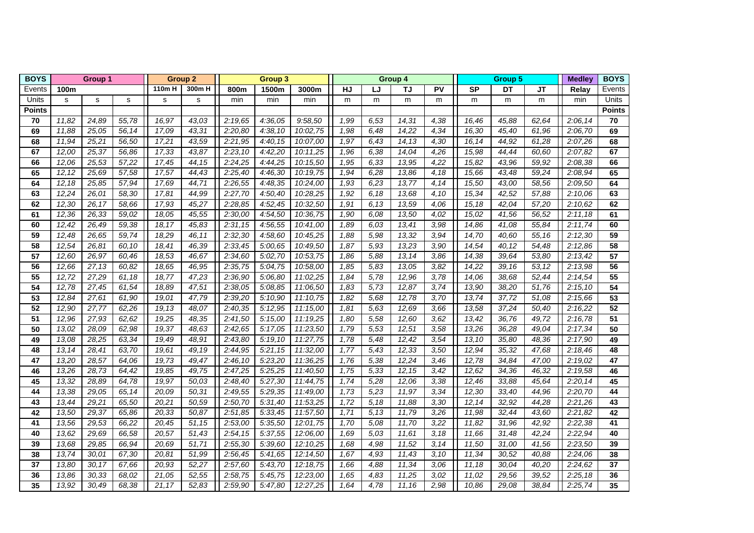| BOYS | Group 1 | | | Group 2 | | Group 3 | | | Group 4 | | | | Group 5 | | | Medley | BOYS |
|---|---|---|---|---|---|---|---|---|---|---|---|---|---|---|---|---|---|
| Events | 100m | | | 110m H | 300m H | 800m | 1500m | 3000m | HJ | LJ | TJ | PV | SP | DT | JT | Relay | Events |
| Units | s | s | s | s | s | min | min | min | m | m | m | m | m | m | m | min | Units |
| Points | | | | | | | | | | | | | | | | | Points |
| 70 | 11,82 | 24,89 | 55,78 | 16,97 | 43,03 | 2:19,65 | 4:36,05 | 9:58,50 | 1,99 | 6,53 | 14,31 | 4,38 | 16,46 | 45,88 | 62,64 | 2:06,14 | 70 |
| 69 | 11,88 | 25,05 | 56,14 | 17,09 | 43,31 | 2:20,80 | 4:38,10 | 10:02,75 | 1,98 | 6,48 | 14,22 | 4,34 | 16,30 | 45,40 | 61,96 | 2:06,70 | 69 |
| 68 | 11,94 | 25,21 | 56,50 | 17,21 | 43,59 | 2:21,95 | 4:40,15 | 10:07,00 | 1,97 | 6,43 | 14,13 | 4,30 | 16,14 | 44,92 | 61,28 | 2:07,26 | 68 |
| 67 | 12,00 | 25,37 | 56,86 | 17,33 | 43,87 | 2:23,10 | 4:42,20 | 10:11,25 | 1,96 | 6,38 | 14,04 | 4,26 | 15,98 | 44,44 | 60,60 | 2:07,82 | 67 |
| 66 | 12,06 | 25,53 | 57,22 | 17,45 | 44,15 | 2:24,25 | 4:44,25 | 10:15,50 | 1,95 | 6,33 | 13,95 | 4,22 | 15,82 | 43,96 | 59,92 | 2:08,38 | 66 |
| 65 | 12,12 | 25,69 | 57,58 | 17,57 | 44,43 | 2:25,40 | 4:46,30 | 10:19,75 | 1,94 | 6,28 | 13,86 | 4,18 | 15,66 | 43,48 | 59,24 | 2:08,94 | 65 |
| 64 | 12,18 | 25,85 | 57,94 | 17,69 | 44,71 | 2:26,55 | 4:48,35 | 10:24,00 | 1,93 | 6,23 | 13,77 | 4,14 | 15,50 | 43,00 | 58,56 | 2:09,50 | 64 |
| 63 | 12,24 | 26,01 | 58,30 | 17,81 | 44,99 | 2:27,70 | 4:50,40 | 10:28,25 | 1,92 | 6,18 | 13,68 | 4,10 | 15,34 | 42,52 | 57,88 | 2:10,06 | 63 |
| 62 | 12,30 | 26,17 | 58,66 | 17,93 | 45,27 | 2:28,85 | 4:52,45 | 10:32,50 | 1,91 | 6,13 | 13,59 | 4,06 | 15,18 | 42,04 | 57,20 | 2:10,62 | 62 |
| 61 | 12,36 | 26,33 | 59,02 | 18,05 | 45,55 | 2:30,00 | 4:54,50 | 10:36,75 | 1,90 | 6,08 | 13,50 | 4,02 | 15,02 | 41,56 | 56,52 | 2:11,18 | 61 |
| 60 | 12,42 | 26,49 | 59,38 | 18,17 | 45,83 | 2:31,15 | 4:56,55 | 10:41,00 | 1,89 | 6,03 | 13,41 | 3,98 | 14,86 | 41,08 | 55,84 | 2:11,74 | 60 |
| 59 | 12,48 | 26,65 | 59,74 | 18,29 | 46,11 | 2:32,30 | 4:58,60 | 10:45,25 | 1,88 | 5,98 | 13,32 | 3,94 | 14,70 | 40,60 | 55,16 | 2:12,30 | 59 |
| 58 | 12,54 | 26,81 | 60,10 | 18,41 | 46,39 | 2:33,45 | 5:00,65 | 10:49,50 | 1,87 | 5,93 | 13,23 | 3,90 | 14,54 | 40,12 | 54,48 | 2:12,86 | 58 |
| 57 | 12,60 | 26,97 | 60,46 | 18,53 | 46,67 | 2:34,60 | 5:02,70 | 10:53,75 | 1,86 | 5,88 | 13,14 | 3,86 | 14,38 | 39,64 | 53,80 | 2:13,42 | 57 |
| 56 | 12,66 | 27,13 | 60,82 | 18,65 | 46,95 | 2:35,75 | 5:04,75 | 10:58,00 | 1,85 | 5,83 | 13,05 | 3,82 | 14,22 | 39,16 | 53,12 | 2:13,98 | 56 |
| 55 | 12,72 | 27,29 | 61,18 | 18,77 | 47,23 | 2:36,90 | 5:06,80 | 11:02,25 | 1,84 | 5,78 | 12,96 | 3,78 | 14,06 | 38,68 | 52,44 | 2:14,54 | 55 |
| 54 | 12,78 | 27,45 | 61,54 | 18,89 | 47,51 | 2:38,05 | 5:08,85 | 11:06,50 | 1,83 | 5,73 | 12,87 | 3,74 | 13,90 | 38,20 | 51,76 | 2:15,10 | 54 |
| 53 | 12,84 | 27,61 | 61,90 | 19,01 | 47,79 | 2:39,20 | 5:10,90 | 11:10,75 | 1,82 | 5,68 | 12,78 | 3,70 | 13,74 | 37,72 | 51,08 | 2:15,66 | 53 |
| 52 | 12,90 | 27,77 | 62,26 | 19,13 | 48,07 | 2:40,35 | 5:12,95 | 11:15,00 | 1,81 | 5,63 | 12,69 | 3,66 | 13,58 | 37,24 | 50,40 | 2:16,22 | 52 |
| 51 | 12,96 | 27,93 | 62,62 | 19,25 | 48,35 | 2:41,50 | 5:15,00 | 11:19,25 | 1,80 | 5,58 | 12,60 | 3,62 | 13,42 | 36,76 | 49,72 | 2:16,78 | 51 |
| 50 | 13,02 | 28,09 | 62,98 | 19,37 | 48,63 | 2:42,65 | 5:17,05 | 11:23,50 | 1,79 | 5,53 | 12,51 | 3,58 | 13,26 | 36,28 | 49,04 | 2:17,34 | 50 |
| 49 | 13,08 | 28,25 | 63,34 | 19,49 | 48,91 | 2:43,80 | 5:19,10 | 11:27,75 | 1,78 | 5,48 | 12,42 | 3,54 | 13,10 | 35,80 | 48,36 | 2:17,90 | 49 |
| 48 | 13,14 | 28,41 | 63,70 | 19,61 | 49,19 | 2:44,95 | 5:21,15 | 11:32,00 | 1,77 | 5,43 | 12,33 | 3,50 | 12,94 | 35,32 | 47,68 | 2:18,46 | 48 |
| 47 | 13,20 | 28,57 | 64,06 | 19,73 | 49,47 | 2:46,10 | 5:23,20 | 11:36,25 | 1,76 | 5,38 | 12,24 | 3,46 | 12,78 | 34,84 | 47,00 | 2:19,02 | 47 |
| 46 | 13,26 | 28,73 | 64,42 | 19,85 | 49,75 | 2:47,25 | 5:25,25 | 11:40,50 | 1,75 | 5,33 | 12,15 | 3,42 | 12,62 | 34,36 | 46,32 | 2:19,58 | 46 |
| 45 | 13,32 | 28,89 | 64,78 | 19,97 | 50,03 | 2:48,40 | 5:27,30 | 11:44,75 | 1,74 | 5,28 | 12,06 | 3,38 | 12,46 | 33,88 | 45,64 | 2:20,14 | 45 |
| 44 | 13,38 | 29,05 | 65,14 | 20,09 | 50,31 | 2:49,55 | 5:29,35 | 11:49,00 | 1,73 | 5,23 | 11,97 | 3,34 | 12,30 | 33,40 | 44,96 | 2:20,70 | 44 |
| 43 | 13,44 | 29,21 | 65,50 | 20,21 | 50,59 | 2:50,70 | 5:31,40 | 11:53,25 | 1,72 | 5,18 | 11,88 | 3,30 | 12,14 | 32,92 | 44,28 | 2:21,26 | 43 |
| 42 | 13,50 | 29,37 | 65,86 | 20,33 | 50,87 | 2:51,85 | 5:33,45 | 11:57,50 | 1,71 | 5,13 | 11,79 | 3,26 | 11,98 | 32,44 | 43,60 | 2:21,82 | 42 |
| 41 | 13,56 | 29,53 | 66,22 | 20,45 | 51,15 | 2:53,00 | 5:35,50 | 12:01,75 | 1,70 | 5,08 | 11,70 | 3,22 | 11,82 | 31,96 | 42,92 | 2:22,38 | 41 |
| 40 | 13,62 | 29,69 | 66,58 | 20,57 | 51,43 | 2:54,15 | 5:37,55 | 12:06,00 | 1,69 | 5,03 | 11,61 | 3,18 | 11,66 | 31,48 | 42,24 | 2:22,94 | 40 |
| 39 | 13,68 | 29,85 | 66,94 | 20,69 | 51,71 | 2:55,30 | 5:39,60 | 12:10,25 | 1,68 | 4,98 | 11,52 | 3,14 | 11,50 | 31,00 | 41,56 | 2:23,50 | 39 |
| 38 | 13,74 | 30,01 | 67,30 | 20,81 | 51,99 | 2:56,45 | 5:41,65 | 12:14,50 | 1,67 | 4,93 | 11,43 | 3,10 | 11,34 | 30,52 | 40,88 | 2:24,06 | 38 |
| 37 | 13,80 | 30,17 | 67,66 | 20,93 | 52,27 | 2:57,60 | 5:43,70 | 12:18,75 | 1,66 | 4,88 | 11,34 | 3,06 | 11,18 | 30,04 | 40,20 | 2:24,62 | 37 |
| 36 | 13,86 | 30,33 | 68,02 | 21,05 | 52,55 | 2:58,75 | 5:45,75 | 12:23,00 | 1,65 | 4,83 | 11,25 | 3,02 | 11,02 | 29,56 | 39,52 | 2:25,18 | 36 |
| 35 | 13,92 | 30,49 | 68,38 | 21,17 | 52,83 | 2:59,90 | 5:47,80 | 12:27,25 | 1,64 | 4,78 | 11,16 | 2,98 | 10,86 | 29,08 | 38,84 | 2:25,74 | 35 |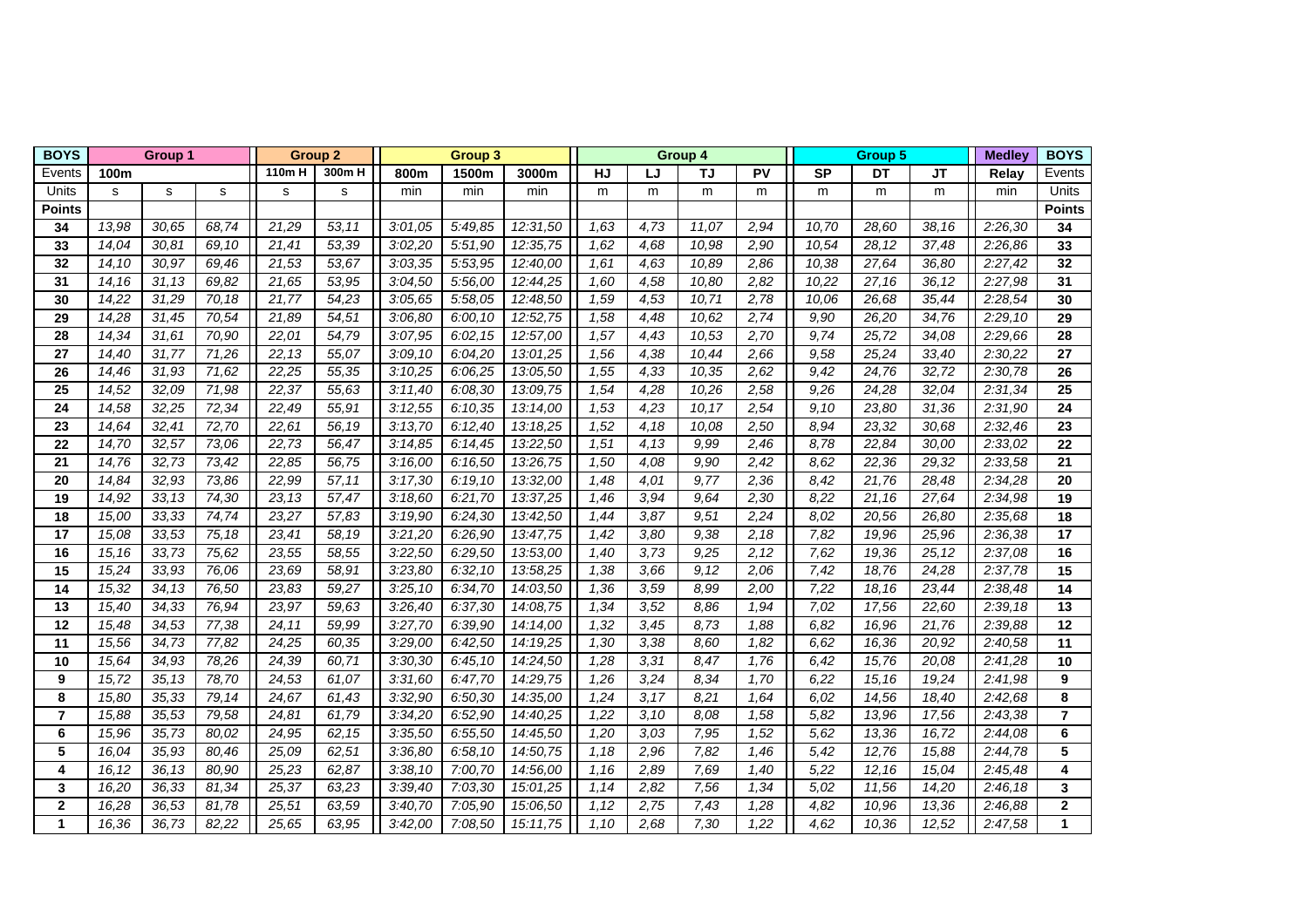| BOYS | Group 1 | | | Group 2 | | Group 3 | | | Group 4 | | | | Group 5 | | | Medley | BOYS |
|---|---|---|---|---|---|---|---|---|---|---|---|---|---|---|---|---|---|
| Events | 100m | | | 110m H | 300m H | 800m | 1500m | 3000m | HJ | LJ | TJ | PV | SP | DT | JT | Relay | Events |
| Units | s | s | s | s | s | min | min | min | m | m | m | m | m | m | m | min | Units |
| Points | | | | | | | | | | | | | | | | | Points |
| 34 | 13,98 | 30,65 | 68,74 | 21,29 | 53,11 | 3:01,05 | 5:49,85 | 12:31,50 | 1,63 | 4,73 | 11,07 | 2,94 | 10,70 | 28,60 | 38,16 | 2:26,30 | 34 |
| 33 | 14,04 | 30,81 | 69,10 | 21,41 | 53,39 | 3:02,20 | 5:51,90 | 12:35,75 | 1,62 | 4,68 | 10,98 | 2,90 | 10,54 | 28,12 | 37,48 | 2:26,86 | 33 |
| 32 | 14,10 | 30,97 | 69,46 | 21,53 | 53,67 | 3:03,35 | 5:53,95 | 12:40,00 | 1,61 | 4,63 | 10,89 | 2,86 | 10,38 | 27,64 | 36,80 | 2:27,42 | 32 |
| 31 | 14,16 | 31,13 | 69,82 | 21,65 | 53,95 | 3:04,50 | 5:56,00 | 12:44,25 | 1,60 | 4,58 | 10,80 | 2,82 | 10,22 | 27,16 | 36,12 | 2:27,98 | 31 |
| 30 | 14,22 | 31,29 | 70,18 | 21,77 | 54,23 | 3:05,65 | 5:58,05 | 12:48,50 | 1,59 | 4,53 | 10,71 | 2,78 | 10,06 | 26,68 | 35,44 | 2:28,54 | 30 |
| 29 | 14,28 | 31,45 | 70,54 | 21,89 | 54,51 | 3:06,80 | 6:00,10 | 12:52,75 | 1,58 | 4,48 | 10,62 | 2,74 | 9,90 | 26,20 | 34,76 | 2:29,10 | 29 |
| 28 | 14,34 | 31,61 | 70,90 | 22,01 | 54,79 | 3:07,95 | 6:02,15 | 12:57,00 | 1,57 | 4,43 | 10,53 | 2,70 | 9,74 | 25,72 | 34,08 | 2:29,66 | 28 |
| 27 | 14,40 | 31,77 | 71,26 | 22,13 | 55,07 | 3:09,10 | 6:04,20 | 13:01,25 | 1,56 | 4,38 | 10,44 | 2,66 | 9,58 | 25,24 | 33,40 | 2:30,22 | 27 |
| 26 | 14,46 | 31,93 | 71,62 | 22,25 | 55,35 | 3:10,25 | 6:06,25 | 13:05,50 | 1,55 | 4,33 | 10,35 | 2,62 | 9,42 | 24,76 | 32,72 | 2:30,78 | 26 |
| 25 | 14,52 | 32,09 | 71,98 | 22,37 | 55,63 | 3:11,40 | 6:08,30 | 13:09,75 | 1,54 | 4,28 | 10,26 | 2,58 | 9,26 | 24,28 | 32,04 | 2:31,34 | 25 |
| 24 | 14,58 | 32,25 | 72,34 | 22,49 | 55,91 | 3:12,55 | 6:10,35 | 13:14,00 | 1,53 | 4,23 | 10,17 | 2,54 | 9,10 | 23,80 | 31,36 | 2:31,90 | 24 |
| 23 | 14,64 | 32,41 | 72,70 | 22,61 | 56,19 | 3:13,70 | 6:12,40 | 13:18,25 | 1,52 | 4,18 | 10,08 | 2,50 | 8,94 | 23,32 | 30,68 | 2:32,46 | 23 |
| 22 | 14,70 | 32,57 | 73,06 | 22,73 | 56,47 | 3:14,85 | 6:14,45 | 13:22,50 | 1,51 | 4,13 | 9,99 | 2,46 | 8,78 | 22,84 | 30,00 | 2:33,02 | 22 |
| 21 | 14,76 | 32,73 | 73,42 | 22,85 | 56,75 | 3:16,00 | 6:16,50 | 13:26,75 | 1,50 | 4,08 | 9,90 | 2,42 | 8,62 | 22,36 | 29,32 | 2:33,58 | 21 |
| 20 | 14,84 | 32,93 | 73,86 | 22,99 | 57,11 | 3:17,30 | 6:19,10 | 13:32,00 | 1,48 | 4,01 | 9,77 | 2,36 | 8,42 | 21,76 | 28,48 | 2:34,28 | 20 |
| 19 | 14,92 | 33,13 | 74,30 | 23,13 | 57,47 | 3:18,60 | 6:21,70 | 13:37,25 | 1,46 | 3,94 | 9,64 | 2,30 | 8,22 | 21,16 | 27,64 | 2:34,98 | 19 |
| 18 | 15,00 | 33,33 | 74,74 | 23,27 | 57,83 | 3:19,90 | 6:24,30 | 13:42,50 | 1,44 | 3,87 | 9,51 | 2,24 | 8,02 | 20,56 | 26,80 | 2:35,68 | 18 |
| 17 | 15,08 | 33,53 | 75,18 | 23,41 | 58,19 | 3:21,20 | 6:26,90 | 13:47,75 | 1,42 | 3,80 | 9,38 | 2,18 | 7,82 | 19,96 | 25,96 | 2:36,38 | 17 |
| 16 | 15,16 | 33,73 | 75,62 | 23,55 | 58,55 | 3:22,50 | 6:29,50 | 13:53,00 | 1,40 | 3,73 | 9,25 | 2,12 | 7,62 | 19,36 | 25,12 | 2:37,08 | 16 |
| 15 | 15,24 | 33,93 | 76,06 | 23,69 | 58,91 | 3:23,80 | 6:32,10 | 13:58,25 | 1,38 | 3,66 | 9,12 | 2,06 | 7,42 | 18,76 | 24,28 | 2:37,78 | 15 |
| 14 | 15,32 | 34,13 | 76,50 | 23,83 | 59,27 | 3:25,10 | 6:34,70 | 14:03,50 | 1,36 | 3,59 | 8,99 | 2,00 | 7,22 | 18,16 | 23,44 | 2:38,48 | 14 |
| 13 | 15,40 | 34,33 | 76,94 | 23,97 | 59,63 | 3:26,40 | 6:37,30 | 14:08,75 | 1,34 | 3,52 | 8,86 | 1,94 | 7,02 | 17,56 | 22,60 | 2:39,18 | 13 |
| 12 | 15,48 | 34,53 | 77,38 | 24,11 | 59,99 | 3:27,70 | 6:39,90 | 14:14,00 | 1,32 | 3,45 | 8,73 | 1,88 | 6,82 | 16,96 | 21,76 | 2:39,88 | 12 |
| 11 | 15,56 | 34,73 | 77,82 | 24,25 | 60,35 | 3:29,00 | 6:42,50 | 14:19,25 | 1,30 | 3,38 | 8,60 | 1,82 | 6,62 | 16,36 | 20,92 | 2:40,58 | 11 |
| 10 | 15,64 | 34,93 | 78,26 | 24,39 | 60,71 | 3:30,30 | 6:45,10 | 14:24,50 | 1,28 | 3,31 | 8,47 | 1,76 | 6,42 | 15,76 | 20,08 | 2:41,28 | 10 |
| 9 | 15,72 | 35,13 | 78,70 | 24,53 | 61,07 | 3:31,60 | 6:47,70 | 14:29,75 | 1,26 | 3,24 | 8,34 | 1,70 | 6,22 | 15,16 | 19,24 | 2:41,98 | 9 |
| 8 | 15,80 | 35,33 | 79,14 | 24,67 | 61,43 | 3:32,90 | 6:50,30 | 14:35,00 | 1,24 | 3,17 | 8,21 | 1,64 | 6,02 | 14,56 | 18,40 | 2:42,68 | 8 |
| 7 | 15,88 | 35,53 | 79,58 | 24,81 | 61,79 | 3:34,20 | 6:52,90 | 14:40,25 | 1,22 | 3,10 | 8,08 | 1,58 | 5,82 | 13,96 | 17,56 | 2:43,38 | 7 |
| 6 | 15,96 | 35,73 | 80,02 | 24,95 | 62,15 | 3:35,50 | 6:55,50 | 14:45,50 | 1,20 | 3,03 | 7,95 | 1,52 | 5,62 | 13,36 | 16,72 | 2:44,08 | 6 |
| 5 | 16,04 | 35,93 | 80,46 | 25,09 | 62,51 | 3:36,80 | 6:58,10 | 14:50,75 | 1,18 | 2,96 | 7,82 | 1,46 | 5,42 | 12,76 | 15,88 | 2:44,78 | 5 |
| 4 | 16,12 | 36,13 | 80,90 | 25,23 | 62,87 | 3:38,10 | 7:00,70 | 14:56,00 | 1,16 | 2,89 | 7,69 | 1,40 | 5,22 | 12,16 | 15,04 | 2:45,48 | 4 |
| 3 | 16,20 | 36,33 | 81,34 | 25,37 | 63,23 | 3:39,40 | 7:03,30 | 15:01,25 | 1,14 | 2,82 | 7,56 | 1,34 | 5,02 | 11,56 | 14,20 | 2:46,18 | 3 |
| 2 | 16,28 | 36,53 | 81,78 | 25,51 | 63,59 | 3:40,70 | 7:05,90 | 15:06,50 | 1,12 | 2,75 | 7,43 | 1,28 | 4,82 | 10,96 | 13,36 | 2:46,88 | 2 |
| 1 | 16,36 | 36,73 | 82,22 | 25,65 | 63,95 | 3:42,00 | 7:08,50 | 15:11,75 | 1,10 | 2,68 | 7,30 | 1,22 | 4,62 | 10,36 | 12,52 | 2:47,58 | 1 |